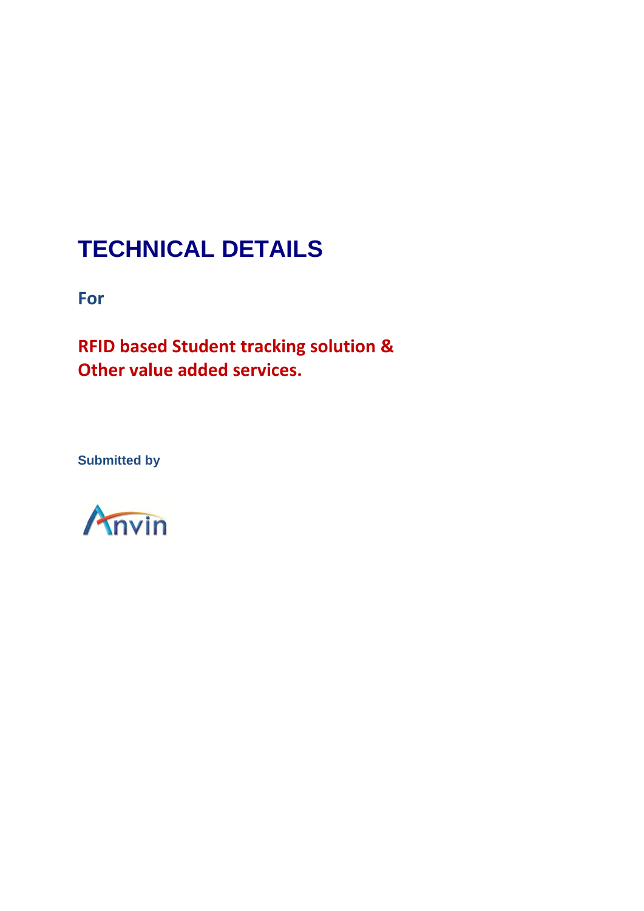# TECHNICAL DETAILS

**For**

**RFID based Student tracking solution & Other value added services.**

**Submitted by**

Anvin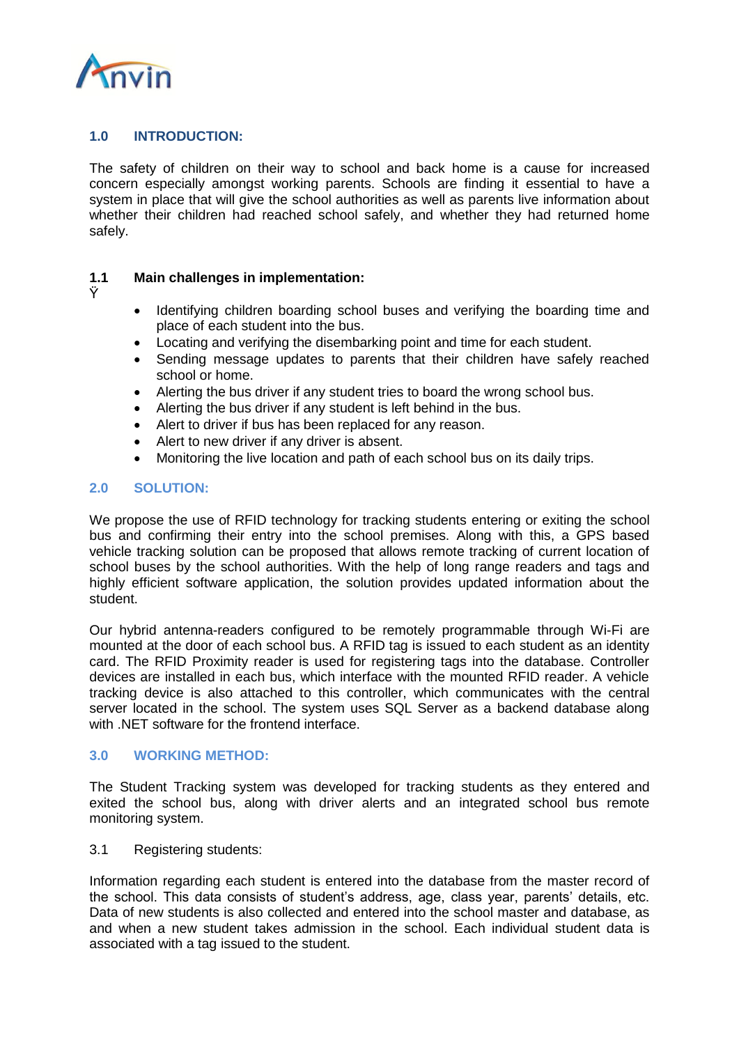## 1.0 INTRODUCTION:

The safety of children on their way to school and back home is a cause for increased concern especially amongst working parents. Schools are finding it essential to have a system in place that will give the school authorities as well as parents live information about whether their children had reached school safely, and whether they had returned home safely.

### 1.1 Main challenges in implementation:

Ÿ

- Identifying children boarding school buses and verifying the boarding time and place of each student into the bus.
- Locating and verifying the disembarking point and time for each student.
- Sending message updates to parents that their children have safely reached school or home.
- Alerting the bus driver if any student tries to board the wrong school bus.
- Alerting the bus driver if any student is left behind in the bus.
- Alert to driver if bus has been replaced for any reason.
- Alert to new driver if any driver is absent.
- Monitoring the live location and path of each school bus on its daily trips.

## 2.0 SOLUTION:

We propose the use of RFID technology for tracking students entering or exiting the school bus and confirming their entry into the school premises. Along with this, a GPS based vehicle tracking solution can be proposed that allows remote tracking of current location of school buses by the school authorities. With the help of long range readers and tags and highly efficient software application, the solution provides updated information about the student.

Our hybrid antenna-readers configured to be remotely programmable through Wi-Fi are mounted at the door of each school bus. A RFID tag is issued to each student as an identity card. The RFID Proximity reader is used for registering tags into the database. Controller devices are installed in each bus, which interface with the mounted RFID reader. A vehicle tracking device is also attached to this controller, which communicates with the central server located in the school. The system uses SQL Server as a backend database along with .NET software for the frontend interface.

## 3.0 WORKING METHOD:

The Student Tracking system was developed for tracking students as they entered and exited the school bus, along with driver alerts and an integrated school bus remote monitoring system.

3.1 Registering students:

Information regarding each student is entered into the database from the master record of the school. This data consists of student's address, age, class year, parents' details, etc. Data of new students is also collected and entered into the school master and database, as and when a new student takes admission in the school. Each individual student data is associated with a tag issued to the student.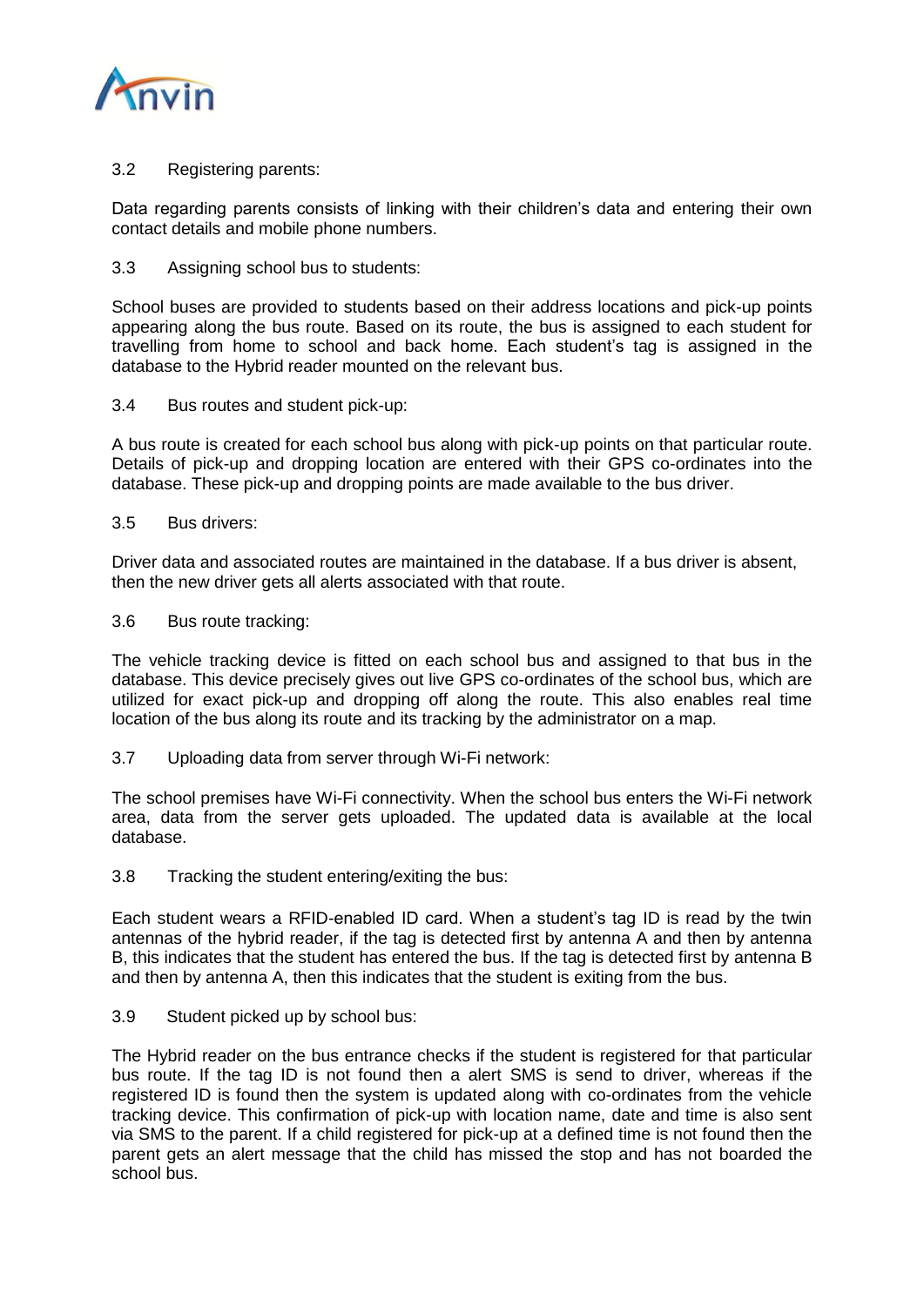3.2 Registering parents:

Data regarding parents consists of linking with their children's data and entering their own contact details and mobile phone numbers.

3.3 Assigning school bus to students:

School buses are provided to students based on their address locations and pick-up points appearing along the bus route. Based on its route, the bus is assigned to each student for travelling from home to school and back home. Each student's tag is assigned in the database to the Hybrid reader mounted on the relevant bus.

3.4 Bus routes and student pick-up:

A bus route is created for each school bus along with pick-up points on that particular route. Details of pick-up and dropping location are entered with their GPS co-ordinates into the database. These pick-up and dropping points are made available to the bus driver.

3.5 Bus drivers:

Driver data and associated routes are maintained in the database. If a bus driver is absent, then the new driver gets all alerts associated with that route.

3.6 Bus route tracking:

The vehicle tracking device is fitted on each school bus and assigned to that bus in the database. This device precisely gives out live GPS co-ordinates of the school bus, which are utilized for exact pick-up and dropping off along the route. This also enables real time location of the bus along its route and its tracking by the administrator on a map.

3.7 Uploading data from server through Wi-Fi network:

The school premises have Wi-Fi connectivity. When the school bus enters the Wi-Fi network area, data from the server gets uploaded. The updated data is available at the local database.

3.8 Tracking the student entering/exiting the bus:

Each student wears a RFID-enabled ID card. When a student's tag ID is read by the twin antennas of the hybrid reader, if the tag is detected first by antenna A and then by antenna B, this indicates that the student has entered the bus. If the tag is detected first by antenna B and then by antenna A, then this indicates that the student is exiting from the bus.

3.9 Student picked up by school bus:

The Hybrid reader on the bus entrance checks if the student is registered for that particular bus route. If the tag ID is not found then a alert SMS is send to driver, whereas if the registered ID is found then the system is updated along with co-ordinates from the vehicle tracking device. This confirmation of pick-up with location name, date and time is also sent via SMS to the parent. If a child registered for pick-up at a defined time is not found then the parent gets an alert message that the child has missed the stop and has not boarded the school bus.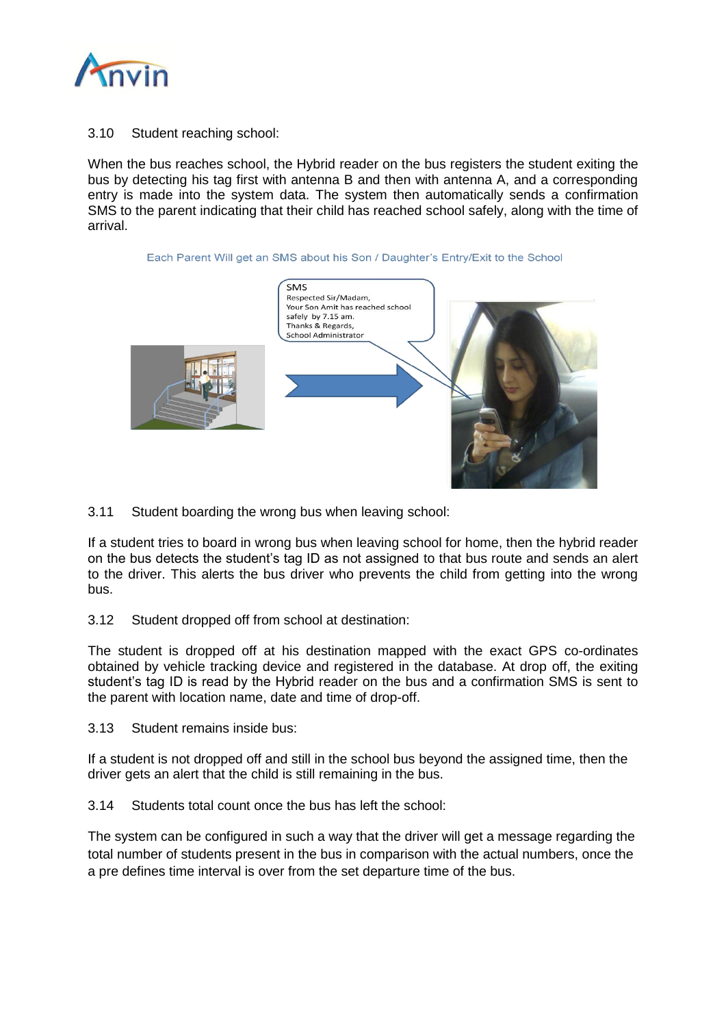### 3.10 Student reaching school:

When the bus reaches school, the Hybrid reader on the bus registers the student exiting the bus by detecting his tag first with antenna B and then with antenna A, and a corresponding entry is made into the system data. The system then automatically sends a confirmation SMS to the parent indicating that their child has reached school safely, along with the time of arrival.

Each Parent Will get an SMS about his Son / Daughter's Entry/Exit to the School

### 3.11 Student boarding the wrong bus when leaving school:

If a student tries to board in wrong bus when leaving school for home, then the hybrid reader on the bus detects the student's tag ID as not assigned to that bus route and sends an alert to the driver. This alerts the bus driver who prevents the child from getting into the wrong bus.

### 3.12 Student dropped off from school at destination:

The student is dropped off at his destination mapped with the exact GPS co-ordinates obtained by vehicle tracking device and registered in the database. At drop off, the exiting student's tag ID is read by the Hybrid reader on the bus and a confirmation SMS is sent to the parent with location name, date and time of drop-off.

### 3.13 Student remains inside bus:

If a student is not dropped off and still in the school bus beyond the assigned time, then the driver gets an alert that the child is still remaining in the bus.

### 3.14 Students total count once the bus has left the school:

The system can be configured in such a way that the driver will get a message regarding the total number of students present in the bus in comparison with the actual numbers, once the a pre defines time interval is over from the set departure time of the bus.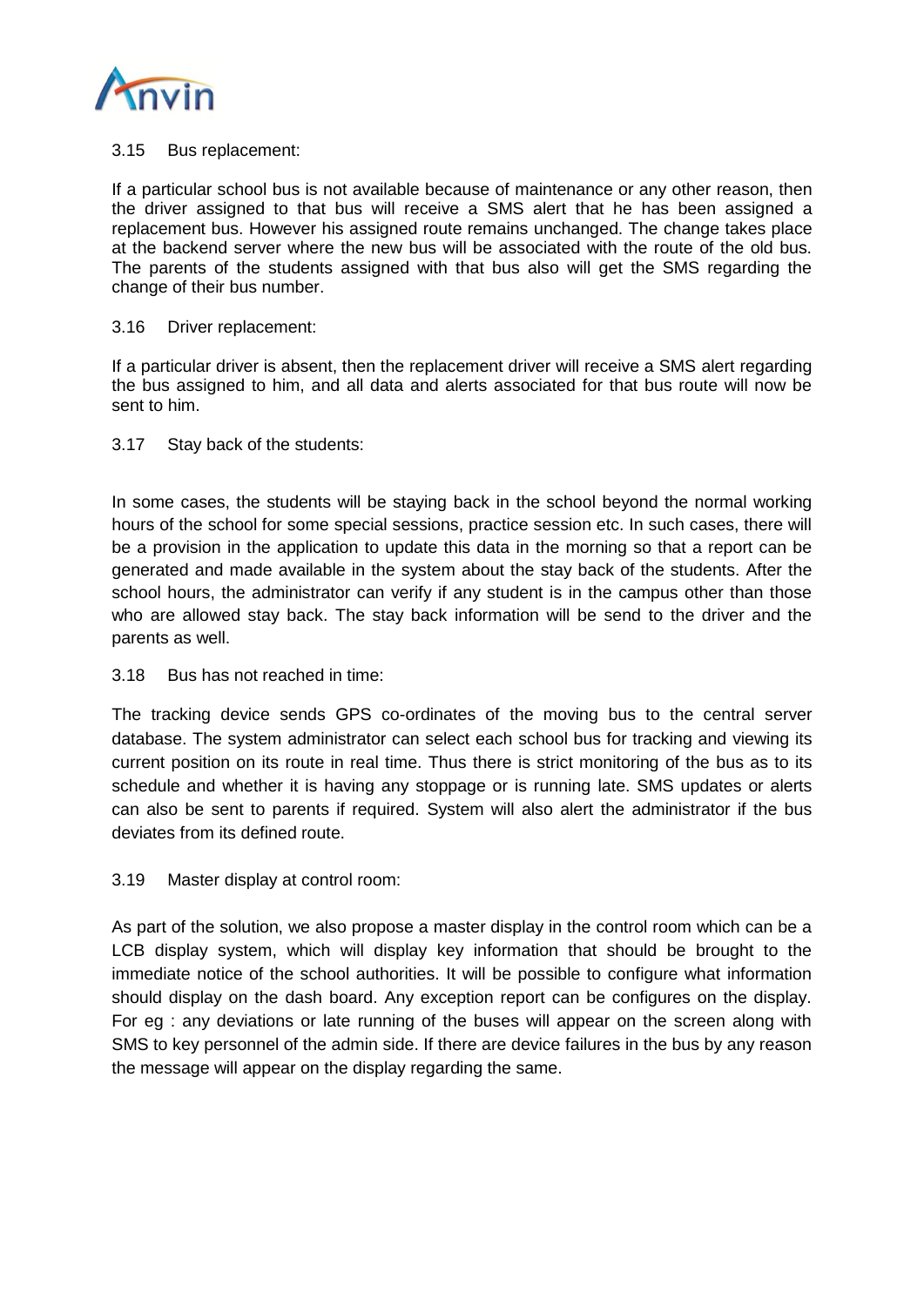### 3.15 Bus replacement:

If a particular school bus is not available because of maintenance or any other reason, then the driver assigned to that bus will receive a SMS alert that he has been assigned a replacement bus. However his assigned route remains unchanged. The change takes place at the backend server where the new bus will be associated with the route of the old bus. The parents of the students assigned with that bus also will get the SMS regarding the change of their bus number.

### 3.16 Driver replacement:

If a particular driver is absent, then the replacement driver will receive a SMS alert regarding the bus assigned to him, and all data and alerts associated for that bus route will now be sent to him.

### 3.17 Stay back of the students:

In some cases, the students will be staying back in the school beyond the normal working hours of the school for some special sessions, practice session etc. In such cases, there will be a provision in the application to update this data in the morning so that a report can be generated and made available in the system about the stay back of the students. After the school hours, the administrator can verify if any student is in the campus other than those who are allowed stay back. The stay back information will be send to the driver and the parents as well.

### 3.18 Bus has not reached in time:

The tracking device sends GPS co-ordinates of the moving bus to the central server database. The system administrator can select each school bus for tracking and viewing its current position on its route in real time. Thus there is strict monitoring of the bus as to its schedule and whether it is having any stoppage or is running late. SMS updates or alerts can also be sent to parents if required. System will also alert the administrator if the bus deviates from its defined route.

### 3.19 Master display at control room:

As part of the solution, we also propose a master display in the control room which can be a LCB display system, which will display key information that should be brought to the immediate notice of the school authorities. It will be possible to configure what information should display on the dash board. Any exception report can be configures on the display. For eg : any deviations or late running of the buses will appear on the screen along with SMS to key personnel of the admin side. If there are device failures in the bus by any reason the message will appear on the display regarding the same.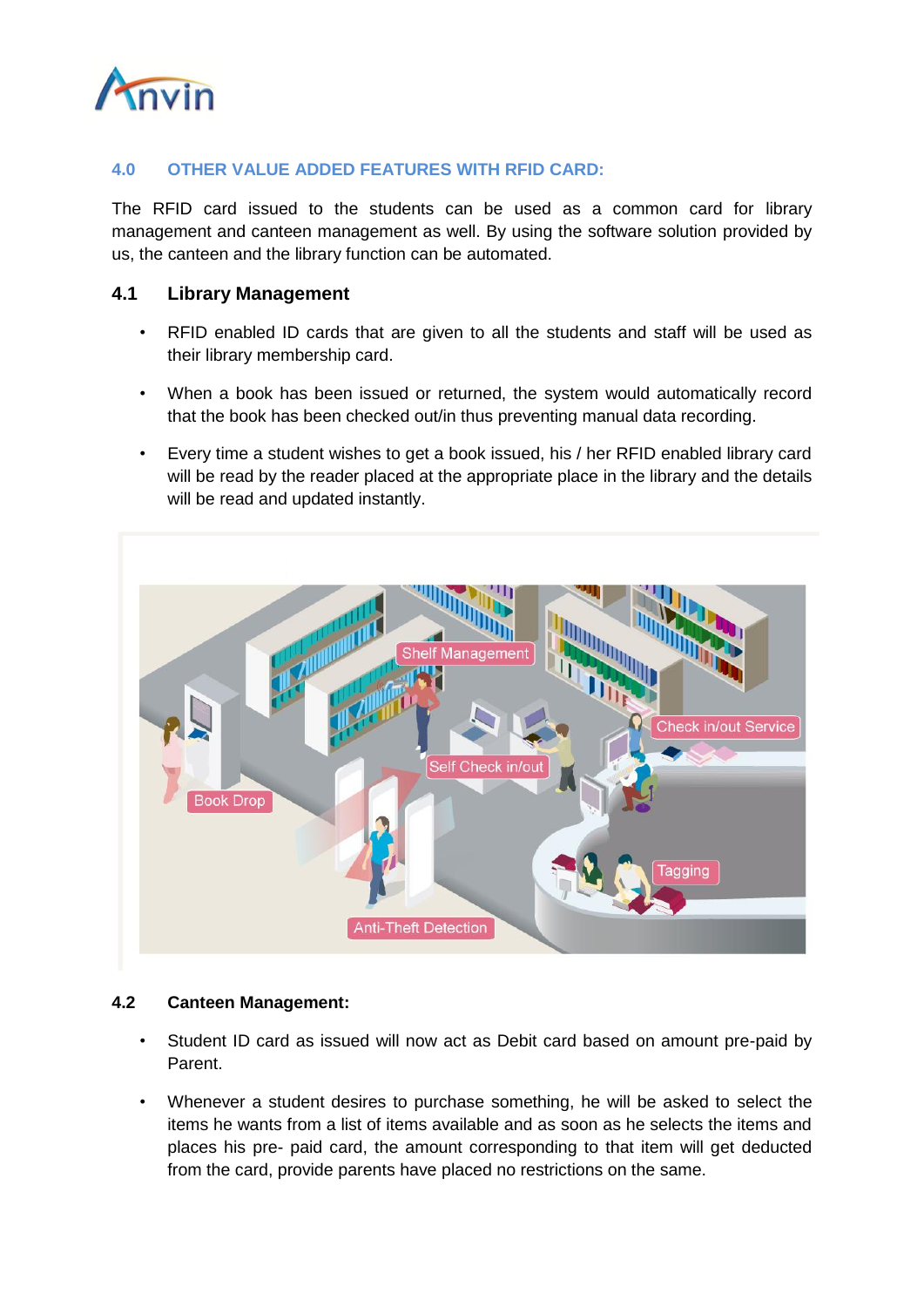## 4.0 OTHER VALUE ADDED FEATURES WITH RFID CARD:

The RFID card issued to the students can be used as a common card for library management and canteen management as well. By using the software solution provided by us, the canteen and the library function can be automated.

### 4.1 Library Management

- RFID enabled ID cards that are given to all the students and staff will be used as their library membership card.
- When a book has been issued or returned, the system would automatically record that the book has been checked out/in thus preventing manual data recording.
- Every time a student wishes to get a book issued, his / her RFID enabled library card will be read by the reader placed at the appropriate place in the library and the details will be read and updated instantly.

### 4.2 Canteen Management:

- Student ID card as issued will now act as Debit card based on amount pre-paid by Parent.
- Whenever a student desires to purchase something, he will be asked to select the items he wants from a list of items available and as soon as he selects the items and places his pre- paid card, the amount corresponding to that item will get deducted from the card, provide parents have placed no restrictions on the same.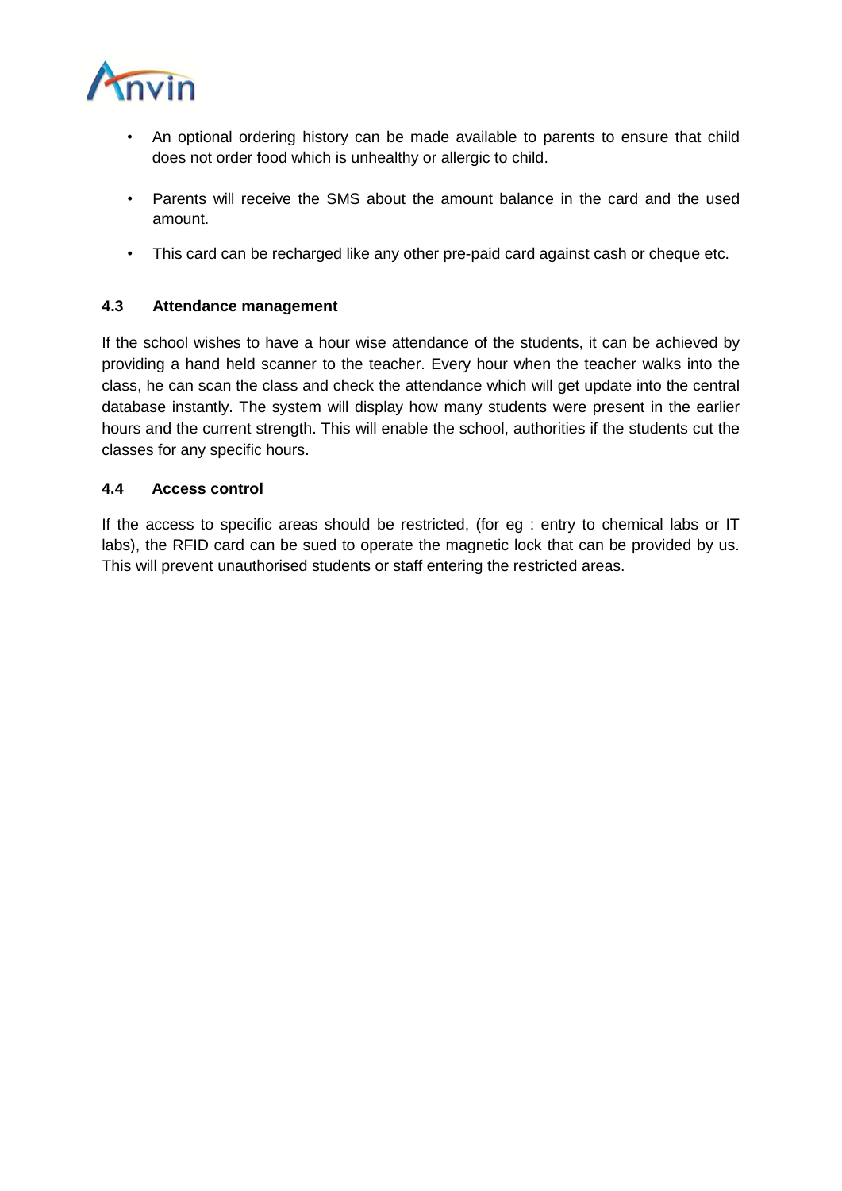- An optional ordering history can be made available to parents to ensure that child does not order food which is unhealthy or allergic to child.
- Parents will receive the SMS about the amount balance in the card and the used amount.
- This card can be recharged like any other pre-paid card against cash or cheque etc.

### 4.3 Attendance management

If the school wishes to have a hour wise attendance of the students, it can be achieved by providing a hand held scanner to the teacher. Every hour when the teacher walks into the class, he can scan the class and check the attendance which will get update into the central database instantly. The system will display how many students were present in the earlier hours and the current strength. This will enable the school, authorities if the students cut the classes for any specific hours.

### 4.4 Access control

If the access to specific areas should be restricted, (for eg : entry to chemical labs or IT labs), the RFID card can be sued to operate the magnetic lock that can be provided by us. This will prevent unauthorised students or staff entering the restricted areas.